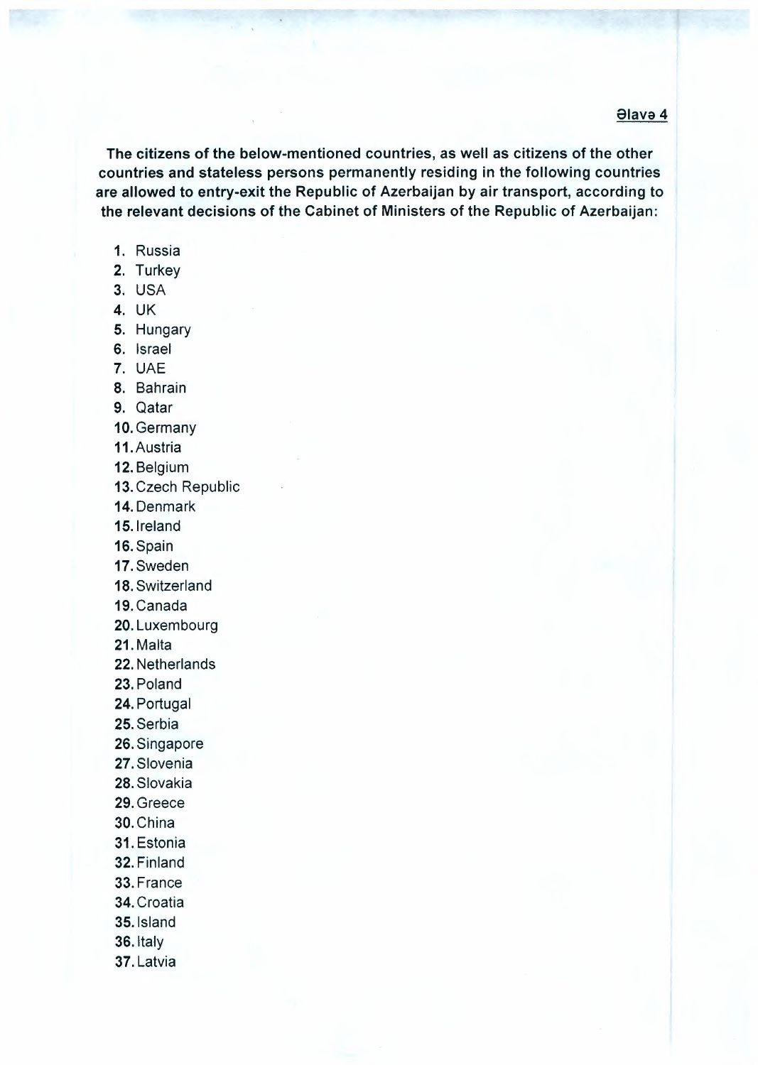Əlavə 4

**The citizens of the below-mentioned countries, as well as citizens of the other countries and stateless persons permanently residing in the following countries are allowed to entry-exit the Republic of Azerbaijan by air transport, according to the relevant decisions of the Cabinet of Ministers of the Republic of Azerbaijan:**

1. Russia
2. Turkey
3. USA
4. UK
5. Hungary
6. Israel
7. UAE
8. Bahrain
9. Qatar
10. Germany
11. Austria
12. Belgium
13. Czech Republic
14. Denmark
15. Ireland
16. Spain
17. Sweden
18. Switzerland
19. Canada
20. Luxembourg
21. Malta
22. Netherlands
23. Poland
24. Portugal
25. Serbia
26. Singapore
27. Slovenia
28. Slovakia
29. Greece
30. China
31. Estonia
32. Finland
33. France
34. Croatia
35. Island
36. Italy
37. Latvia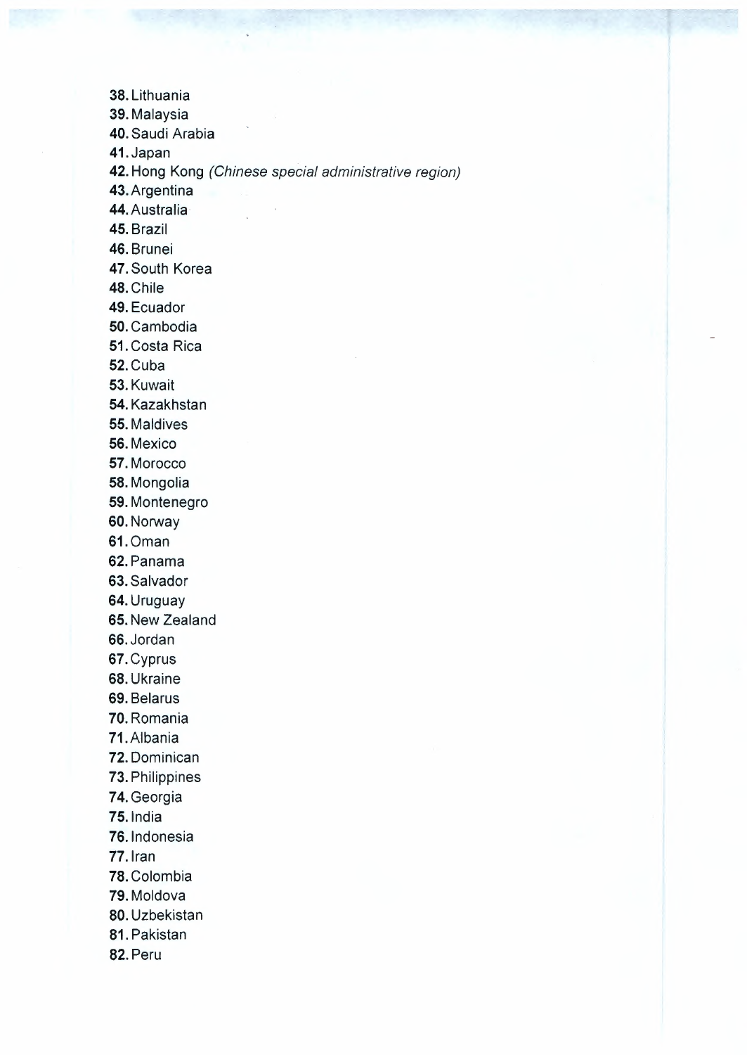38. Lithuania
39. Malaysia
40. Saudi Arabia
41. Japan
42. Hong Kong *(Chinese special administrative region)*
43. Argentina
44. Australia
45. Brazil
46. Brunei
47. South Korea
48. Chile
49. Ecuador
50. Cambodia
51. Costa Rica
52. Cuba
53. Kuwait
54. Kazakhstan
55. Maldives
56. Mexico
57. Morocco
58. Mongolia
59. Montenegro
60. Norway
61. Oman
62. Panama
63. Salvador
64. Uruguay
65. New Zealand
66. Jordan
67. Cyprus
68. Ukraine
69. Belarus
70. Romania
71. Albania
72. Dominican
73. Philippines
74. Georgia
75. India
76. Indonesia
77. Iran
78. Colombia
79. Moldova
80. Uzbekistan
81. Pakistan
82. Peru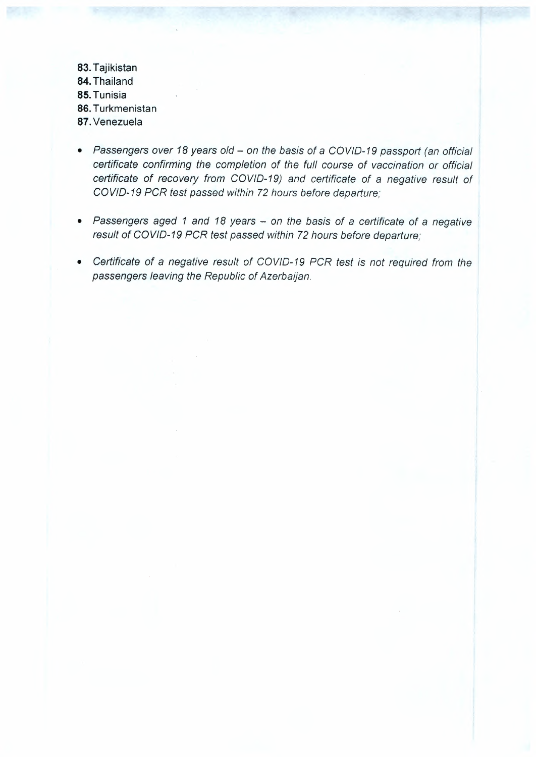83. Tajikistan
84. Thailand
85. Tunisia
86. Turkmenistan
87. Venezuela

- *Passengers over 18 years old – on the basis of a COVID-19 passport (an official certificate confirming the completion of the full course of vaccination or official certificate of recovery from COVID-19) and certificate of a negative result of COVID-19 PCR test passed within 72 hours before departure;*

- *Passengers aged 1 and 18 years – on the basis of a certificate of a negative result of COVID-19 PCR test passed within 72 hours before departure;*

- *Certificate of a negative result of COVID-19 PCR test is not required from the passengers leaving the Republic of Azerbaijan.*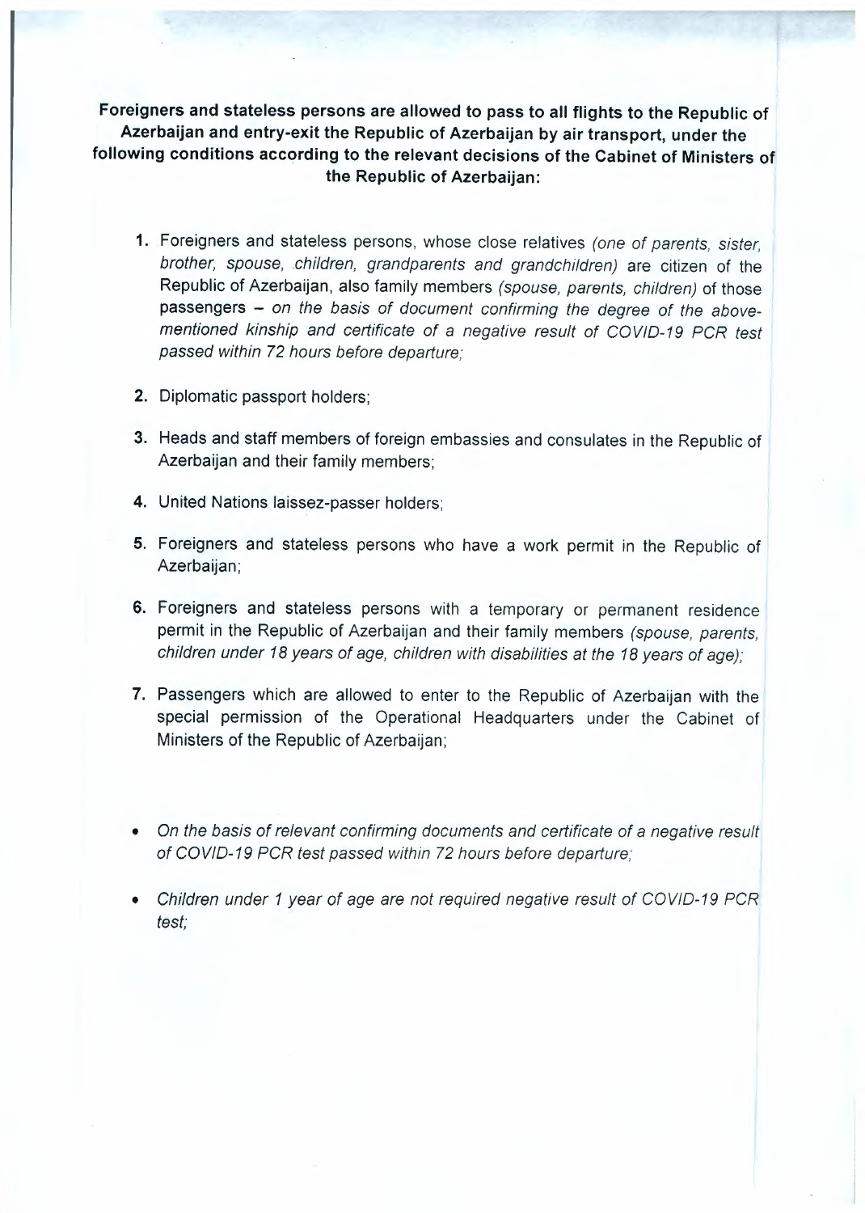**Foreigners and stateless persons are allowed to pass to all flights to the Republic of Azerbaijan and entry-exit the Republic of Azerbaijan by air transport, under the following conditions according to the relevant decisions of the Cabinet of Ministers of the Republic of Azerbaijan:**

1. Foreigners and stateless persons, whose close relatives *(one of parents, sister, brother, spouse, children, grandparents and grandchildren)* are citizen of the Republic of Azerbaijan, also family members *(spouse, parents, children)* of those passengers – *on the basis of document confirming the degree of the above-mentioned kinship and certificate of a negative result of COVID-19 PCR test passed within 72 hours before departure;*
2. Diplomatic passport holders;
3. Heads and staff members of foreign embassies and consulates in the Republic of Azerbaijan and their family members;
4. United Nations laissez-passer holders;
5. Foreigners and stateless persons who have a work permit in the Republic of Azerbaijan;
6. Foreigners and stateless persons with a temporary or permanent residence permit in the Republic of Azerbaijan and their family members *(spouse, parents, children under 18 years of age, children with disabilities at the 18 years of age);*
7. Passengers which are allowed to enter to the Republic of Azerbaijan with the special permission of the Operational Headquarters under the Cabinet of Ministers of the Republic of Azerbaijan;

- *On the basis of relevant confirming documents and certificate of a negative result of COVID-19 PCR test passed within 72 hours before departure;*
- *Children under 1 year of age are not required negative result of COVID-19 PCR test;*